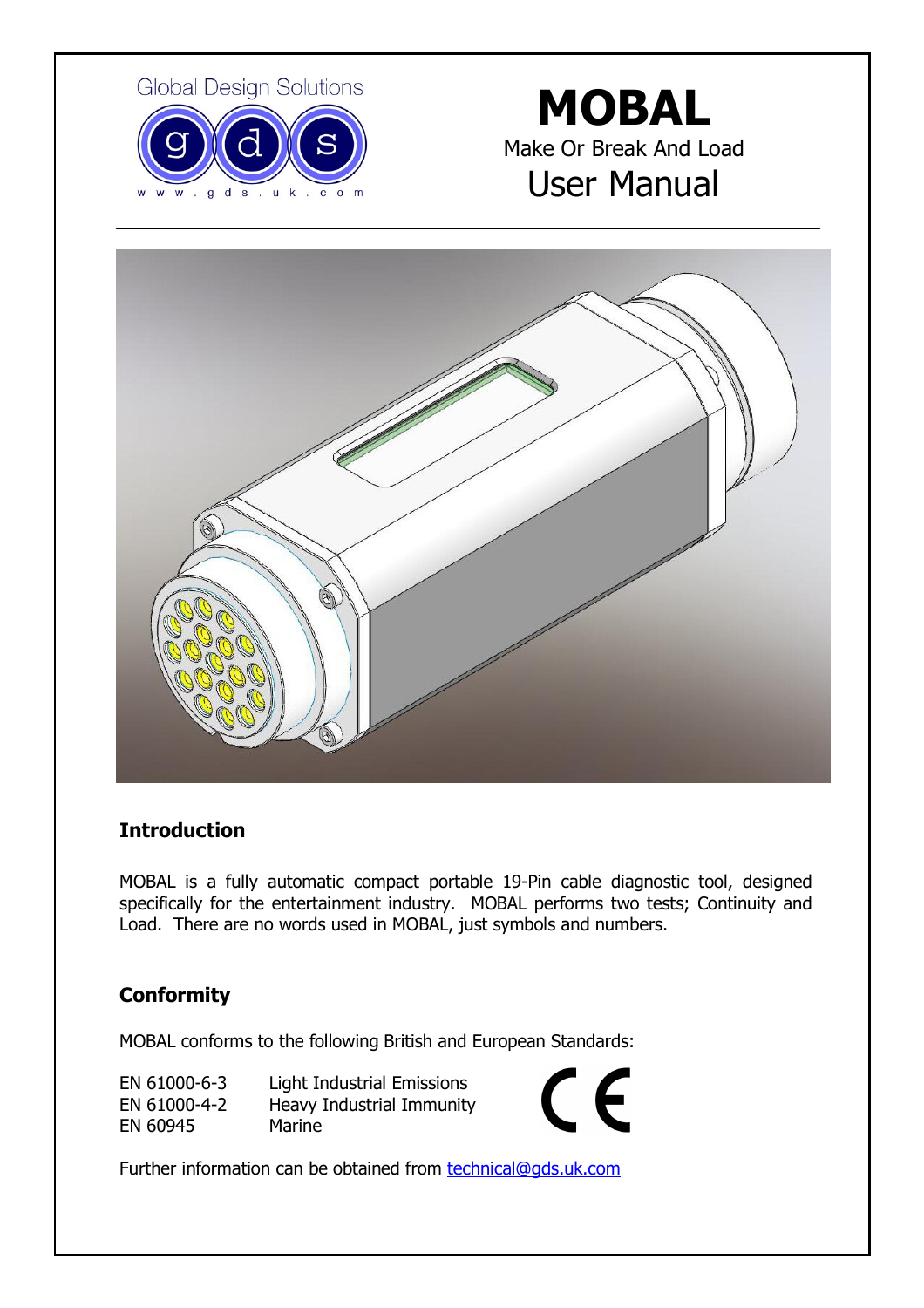Global Design Solutions

www.gds.uk.com

# MOBAL

Make Or Break And Load

User Manual

## Introduction

MOBAL is a fully automatic compact portable 19-Pin cable diagnostic tool, designed specifically for the entertainment industry. MOBAL performs two tests; Continuity and Load. There are no words used in MOBAL, just symbols and numbers.

## Conformity

MOBAL conforms to the following British and European Standards:

| | |
|---|---|
| EN 61000-6-3 | Light Industrial Emissions |
| EN 61000-4-2 | Heavy Industrial Immunity |
| EN 60945 | Marine |

CE

Further information can be obtained from technical@gds.uk.com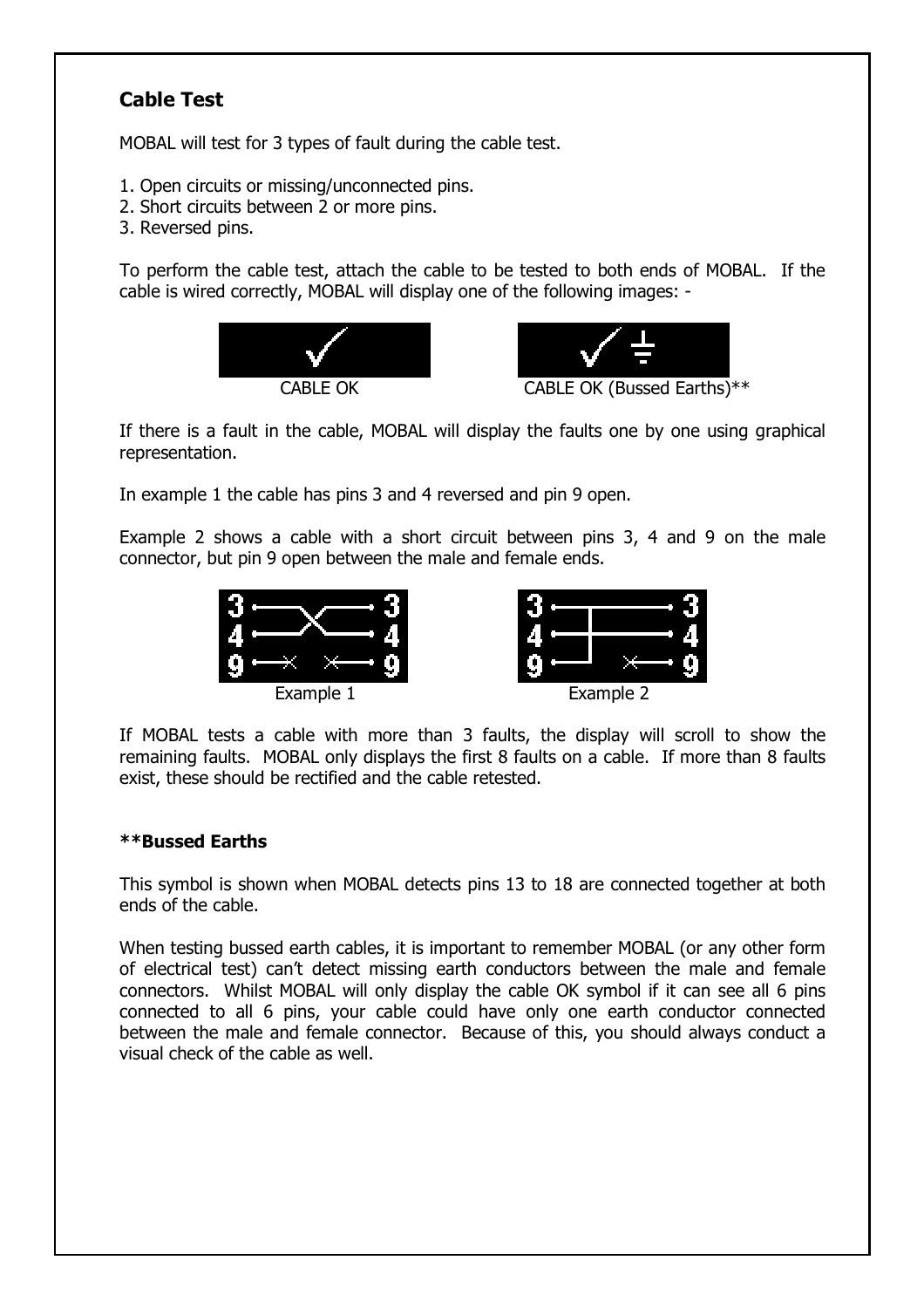## Cable Test

MOBAL will test for 3 types of fault during the cable test.

1. Open circuits or missing/unconnected pins.
2. Short circuits between 2 or more pins.
3. Reversed pins.

To perform the cable test, attach the cable to be tested to both ends of MOBAL. If the cable is wired correctly, MOBAL will display one of the following images: -

CABLE OK

CABLE OK (Bussed Earths)**

If there is a fault in the cable, MOBAL will display the faults one by one using graphical representation.

In example 1 the cable has pins 3 and 4 reversed and pin 9 open.

Example 2 shows a cable with a short circuit between pins 3, 4 and 9 on the male connector, but pin 9 open between the male and female ends.

Example 1

Example 2

If MOBAL tests a cable with more than 3 faults, the display will scroll to show the remaining faults. MOBAL only displays the first 8 faults on a cable. If more than 8 faults exist, these should be rectified and the cable retested.

**\*\*Bussed Earths**

This symbol is shown when MOBAL detects pins 13 to 18 are connected together at both ends of the cable.

When testing bussed earth cables, it is important to remember MOBAL (or any other form of electrical test) can't detect missing earth conductors between the male and female connectors. Whilst MOBAL will only display the cable OK symbol if it can see all 6 pins connected to all 6 pins, your cable could have only one earth conductor connected between the male and female connector. Because of this, you should always conduct a visual check of the cable as well.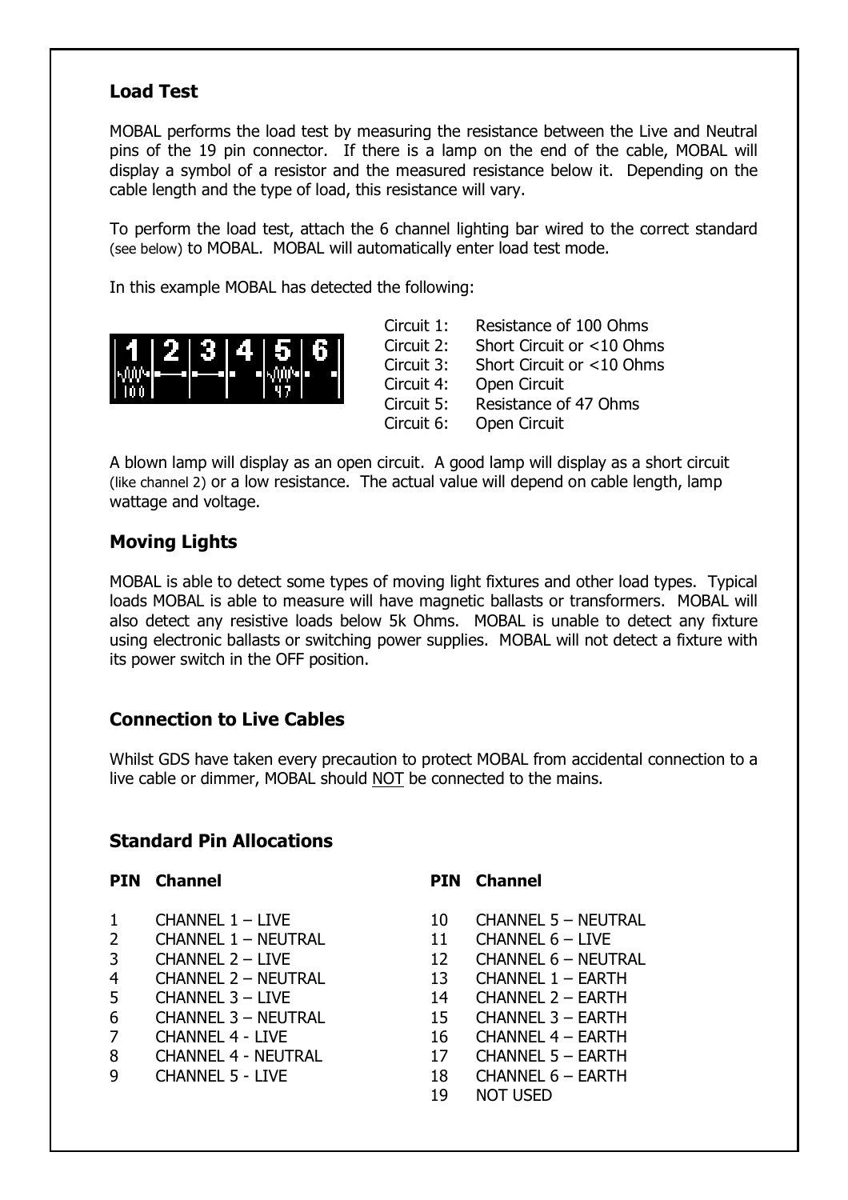## Load Test

MOBAL performs the load test by measuring the resistance between the Live and Neutral pins of the 19 pin connector. If there is a lamp on the end of the cable, MOBAL will display a symbol of a resistor and the measured resistance below it. Depending on the cable length and the type of load, this resistance will vary.

To perform the load test, attach the 6 channel lighting bar wired to the correct standard (see below) to MOBAL. MOBAL will automatically enter load test mode.

In this example MOBAL has detected the following:

| | |
|---|---|
| Circuit 1: | Resistance of 100 Ohms |
| Circuit 2: | Short Circuit or <10 Ohms |
| Circuit 3: | Short Circuit or <10 Ohms |
| Circuit 4: | Open Circuit |
| Circuit 5: | Resistance of 47 Ohms |
| Circuit 6: | Open Circuit |

A blown lamp will display as an open circuit. A good lamp will display as a short circuit (like channel 2) or a low resistance. The actual value will depend on cable length, lamp wattage and voltage.

## Moving Lights

MOBAL is able to detect some types of moving light fixtures and other load types. Typical loads MOBAL is able to measure will have magnetic ballasts or transformers. MOBAL will also detect any resistive loads below 5k Ohms. MOBAL is unable to detect any fixture using electronic ballasts or switching power supplies. MOBAL will not detect a fixture with its power switch in the OFF position.

## Connection to Live Cables

Whilst GDS have taken every precaution to protect MOBAL from accidental connection to a live cable or dimmer, MOBAL should NOT be connected to the mains.

## Standard Pin Allocations

| PIN | Channel |
|---|---|
| 1 | CHANNEL 1 – LIVE |
| 2 | CHANNEL 1 – NEUTRAL |
| 3 | CHANNEL 2 – LIVE |
| 4 | CHANNEL 2 – NEUTRAL |
| 5 | CHANNEL 3 – LIVE |
| 6 | CHANNEL 3 – NEUTRAL |
| 7 | CHANNEL 4 - LIVE |
| 8 | CHANNEL 4 - NEUTRAL |
| 9 | CHANNEL 5 - LIVE |
| 10 | CHANNEL 5 – NEUTRAL |
| 11 | CHANNEL 6 – LIVE |
| 12 | CHANNEL 6 – NEUTRAL |
| 13 | CHANNEL 1 – EARTH |
| 14 | CHANNEL 2 – EARTH |
| 15 | CHANNEL 3 – EARTH |
| 16 | CHANNEL 4 – EARTH |
| 17 | CHANNEL 5 – EARTH |
| 18 | CHANNEL 6 – EARTH |
| 19 | NOT USED |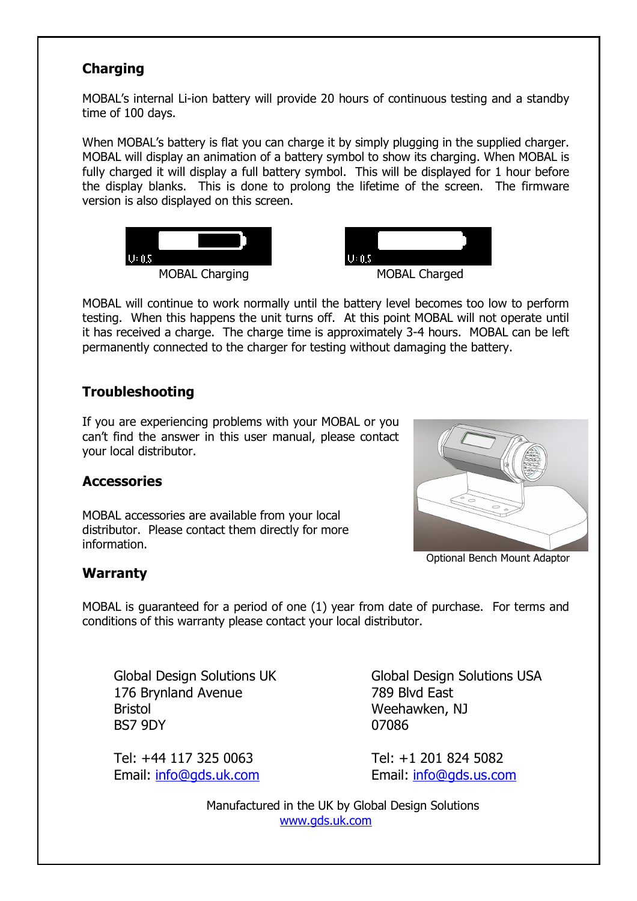## Charging

MOBAL's internal Li-ion battery will provide 20 hours of continuous testing and a standby time of 100 days.

When MOBAL's battery is flat you can charge it by simply plugging in the supplied charger. MOBAL will display an animation of a battery symbol to show its charging. When MOBAL is fully charged it will display a full battery symbol. This will be displayed for 1 hour before the display blanks. This is done to prolong the lifetime of the screen. The firmware version is also displayed on this screen.

V: 0.5

MOBAL Charging

V: 0.5

MOBAL Charged

MOBAL will continue to work normally until the battery level becomes too low to perform testing. When this happens the unit turns off. At this point MOBAL will not operate until it has received a charge. The charge time is approximately 3-4 hours. MOBAL can be left permanently connected to the charger for testing without damaging the battery.

## Troubleshooting

If you are experiencing problems with your MOBAL or you can't find the answer in this user manual, please contact your local distributor.

## Accessories

MOBAL accessories are available from your local distributor. Please contact them directly for more information.

Optional Bench Mount Adaptor

## Warranty

MOBAL is guaranteed for a period of one (1) year from date of purchase. For terms and conditions of this warranty please contact your local distributor.

Global Design Solutions UK
176 Brynland Avenue
Bristol
BS7 9DY

Tel: +44 117 325 0063
Email: info@gds.uk.com

Global Design Solutions USA
789 Blvd East
Weehawken, NJ
07086

Tel: +1 201 824 5082
Email: info@gds.us.com

Manufactured in the UK by Global Design Solutions
www.gds.uk.com